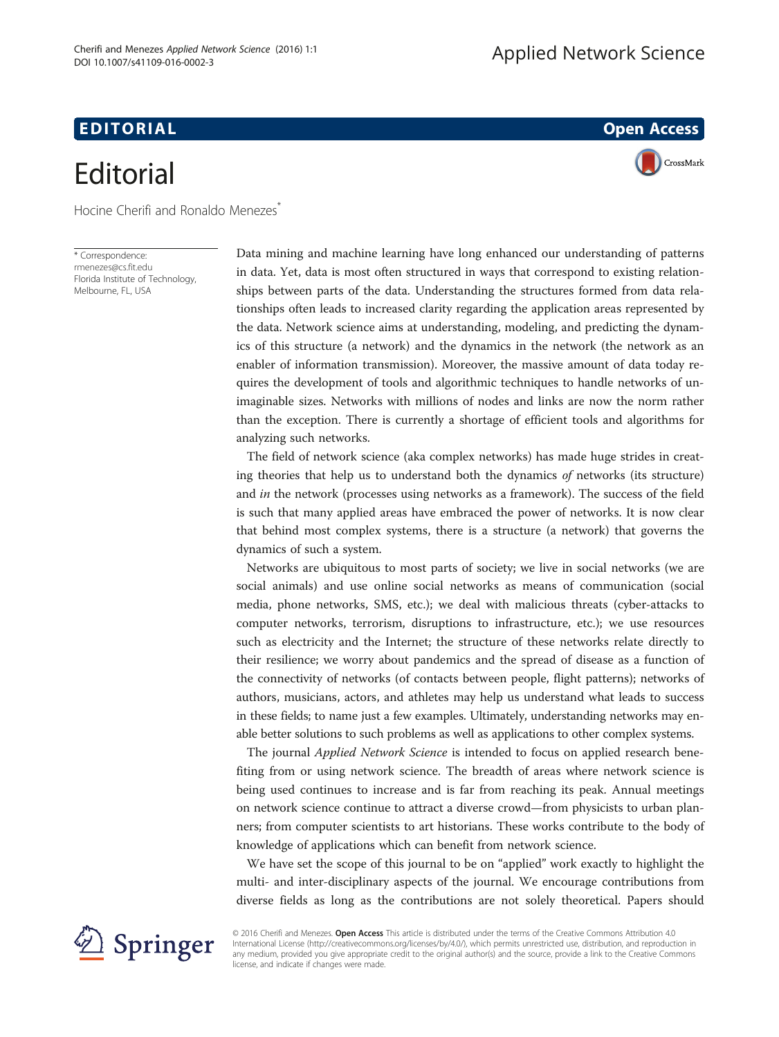EDITORIAL

Open Access

# Editorial

Hocine Cherifi and Ronaldo Menezes*

\* Correspondence: rmenezes@cs.fit.edu
Florida Institute of Technology, Melbourne, FL, USA

Data mining and machine learning have long enhanced our understanding of patterns in data. Yet, data is most often structured in ways that correspond to existing relationships between parts of the data. Understanding the structures formed from data relationships often leads to increased clarity regarding the application areas represented by the data. Network science aims at understanding, modeling, and predicting the dynamics of this structure (a network) and the dynamics in the network (the network as an enabler of information transmission). Moreover, the massive amount of data today requires the development of tools and algorithmic techniques to handle networks of unimaginable sizes. Networks with millions of nodes and links are now the norm rather than the exception. There is currently a shortage of efficient tools and algorithms for analyzing such networks.

The field of network science (aka complex networks) has made huge strides in creating theories that help us to understand both the dynamics *of* networks (its structure) and *in* the network (processes using networks as a framework). The success of the field is such that many applied areas have embraced the power of networks. It is now clear that behind most complex systems, there is a structure (a network) that governs the dynamics of such a system.

Networks are ubiquitous to most parts of society; we live in social networks (we are social animals) and use online social networks as means of communication (social media, phone networks, SMS, etc.); we deal with malicious threats (cyber-attacks to computer networks, terrorism, disruptions to infrastructure, etc.); we use resources such as electricity and the Internet; the structure of these networks relate directly to their resilience; we worry about pandemics and the spread of disease as a function of the connectivity of networks (of contacts between people, flight patterns); networks of authors, musicians, actors, and athletes may help us understand what leads to success in these fields; to name just a few examples. Ultimately, understanding networks may enable better solutions to such problems as well as applications to other complex systems.

The journal *Applied Network Science* is intended to focus on applied research benefiting from or using network science. The breadth of areas where network science is being used continues to increase and is far from reaching its peak. Annual meetings on network science continue to attract a diverse crowd—from physicists to urban planners; from computer scientists to art historians. These works contribute to the body of knowledge of applications which can benefit from network science.

We have set the scope of this journal to be on "applied" work exactly to highlight the multi- and inter-disciplinary aspects of the journal. We encourage contributions from diverse fields as long as the contributions are not solely theoretical. Papers should

© 2016 Cherifi and Menezes. **Open Access** This article is distributed under the terms of the Creative Commons Attribution 4.0 International License (http://creativecommons.org/licenses/by/4.0/), which permits unrestricted use, distribution, and reproduction in any medium, provided you give appropriate credit to the original author(s) and the source, provide a link to the Creative Commons license, and indicate if changes were made.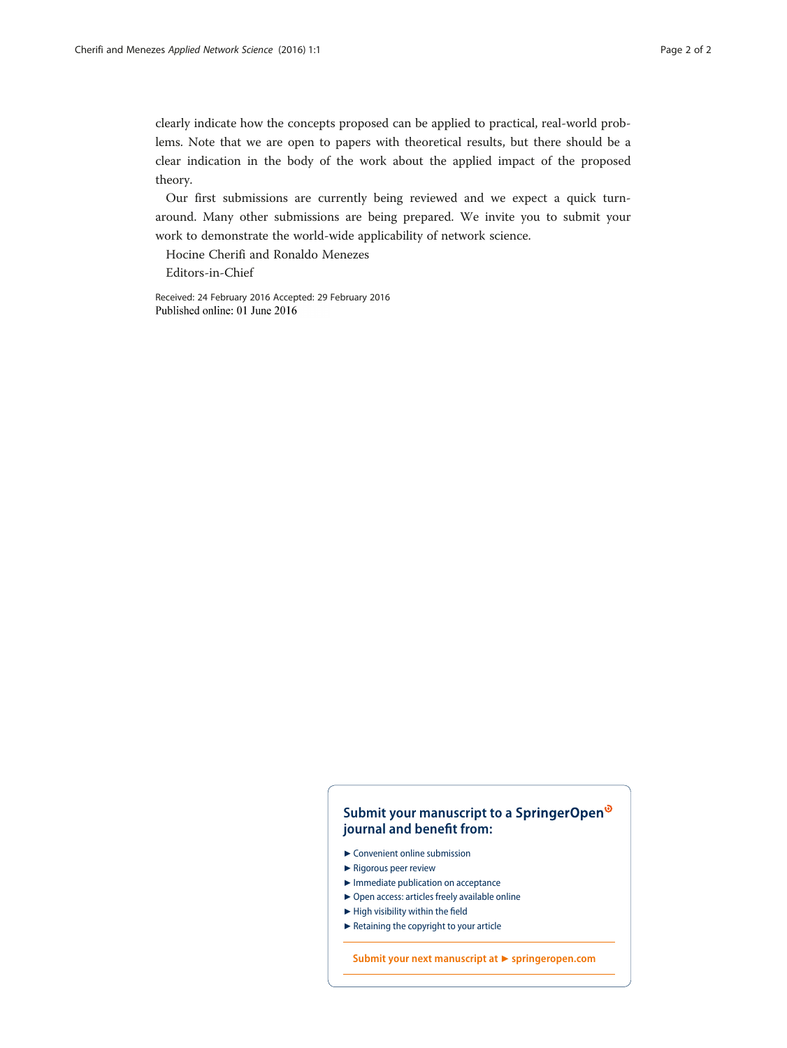clearly indicate how the concepts proposed can be applied to practical, real-world problems. Note that we are open to papers with theoretical results, but there should be a clear indication in the body of the work about the applied impact of the proposed theory.

Our first submissions are currently being reviewed and we expect a quick turn-around. Many other submissions are being prepared. We invite you to submit your work to demonstrate the world-wide applicability of network science.

Hocine Cherifi and Ronaldo Menezes

Editors-in-Chief

Received: 24 February 2016 Accepted: 29 February 2016
Published online: 01 June 2016

**Submit your manuscript to a SpringerOpen journal and benefit from:**

- ► Convenient online submission
- ► Rigorous peer review
- ► Immediate publication on acceptance
- ► Open access: articles freely available online
- ► High visibility within the field
- ► Retaining the copyright to your article

**Submit your next manuscript at ► springeropen.com**